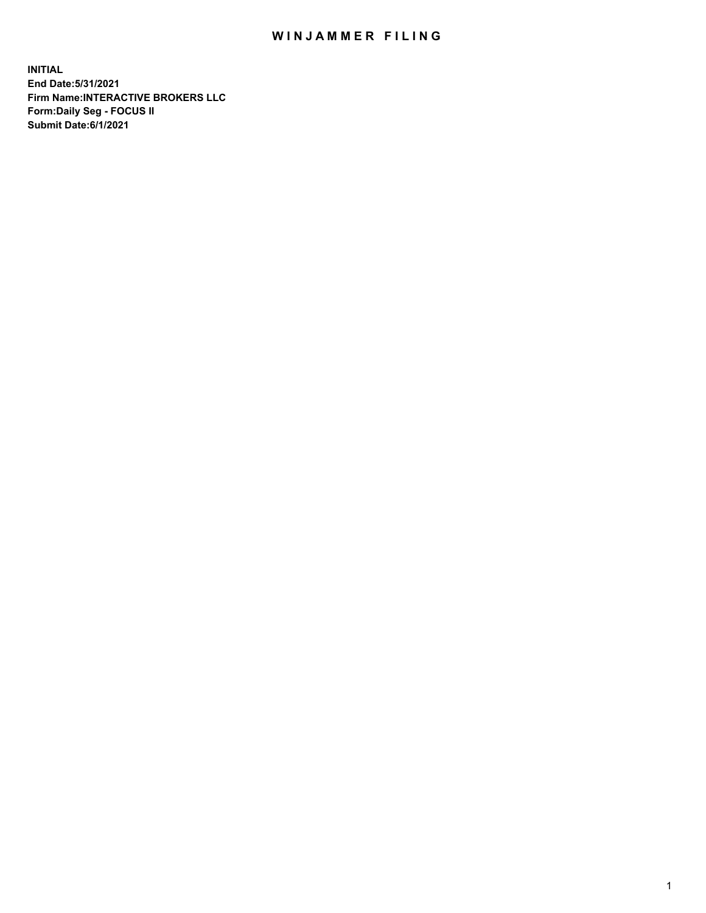# WINJAMMER FILING

**INITIAL**
**End Date:5/31/2021**
**Firm Name:INTERACTIVE BROKERS LLC**
**Form:Daily Seg - FOCUS II**
**Submit Date:6/1/2021**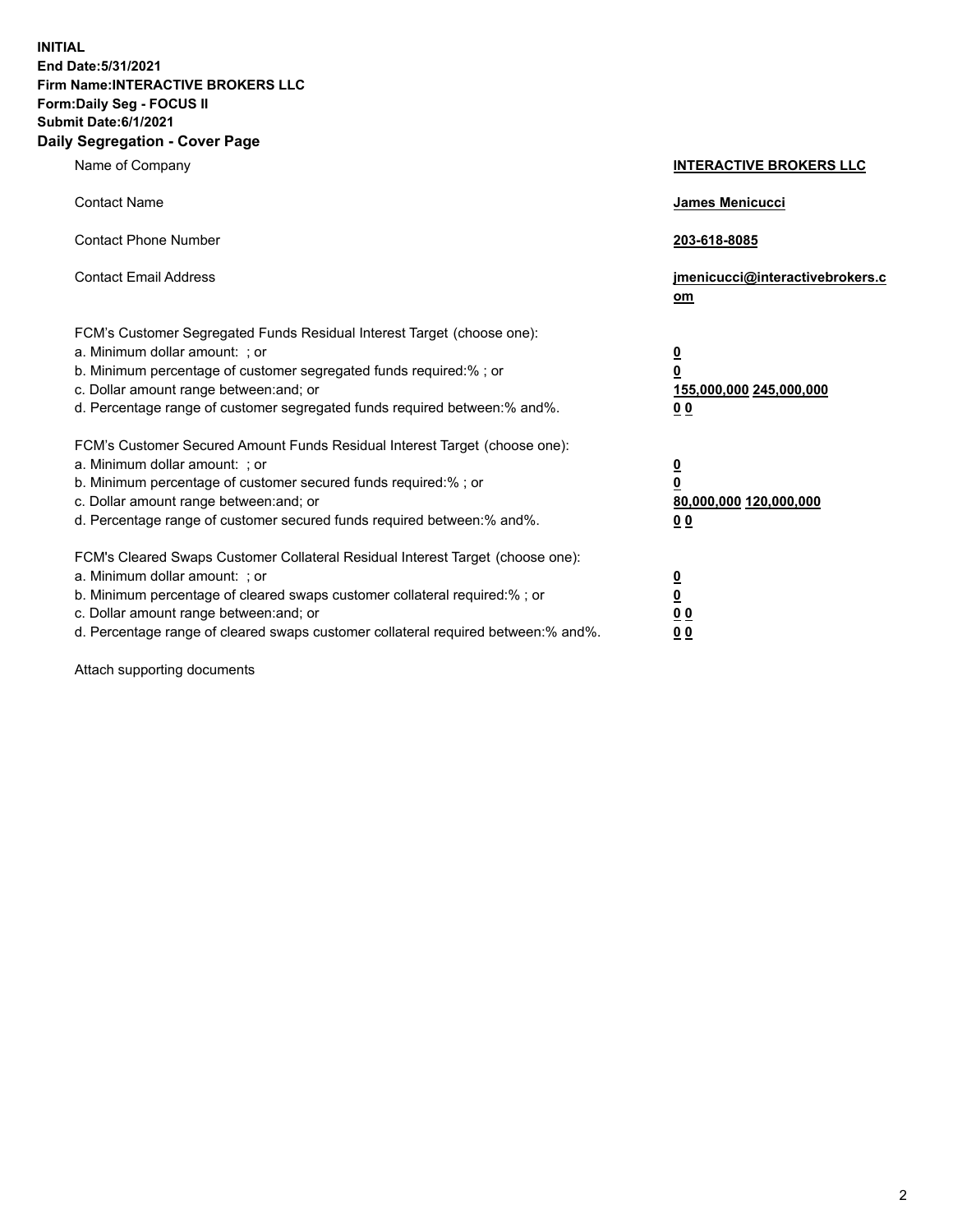**INITIAL**
**End Date:5/31/2021**
**Firm Name:INTERACTIVE BROKERS LLC**
**Form:Daily Seg - FOCUS II**
**Submit Date:6/1/2021**

## Daily Segregation - Cover Page

| | |
|---|---|
| Name of Company | **INTERACTIVE BROKERS LLC** |
| Contact Name | **James Menicucci** |
| Contact Phone Number | **203-618-8085** |
| Contact Email Address | **jmenicucci@interactivebrokers.com** |

FCM's Customer Segregated Funds Residual Interest Target (choose one):

| | |
|---|---|
| a. Minimum dollar amount: ; or | **0** |
| b. Minimum percentage of customer segregated funds required:% ; or | **0** |
| c. Dollar amount range between:and; or | **155,000,000 245,000,000** |
| d. Percentage range of customer segregated funds required between:% and%. | **0 0** |

FCM's Customer Secured Amount Funds Residual Interest Target (choose one):

| | |
|---|---|
| a. Minimum dollar amount: ; or | **0** |
| b. Minimum percentage of customer secured funds required:% ; or | **0** |
| c. Dollar amount range between:and; or | **80,000,000 120,000,000** |
| d. Percentage range of customer secured funds required between:% and%. | **0 0** |

FCM's Cleared Swaps Customer Collateral Residual Interest Target (choose one):

| | |
|---|---|
| a. Minimum dollar amount: ; or | **0** |
| b. Minimum percentage of cleared swaps customer collateral required:% ; or | **0** |
| c. Dollar amount range between:and; or | **0 0** |
| d. Percentage range of cleared swaps customer collateral required between:% and%. | **0 0** |

Attach supporting documents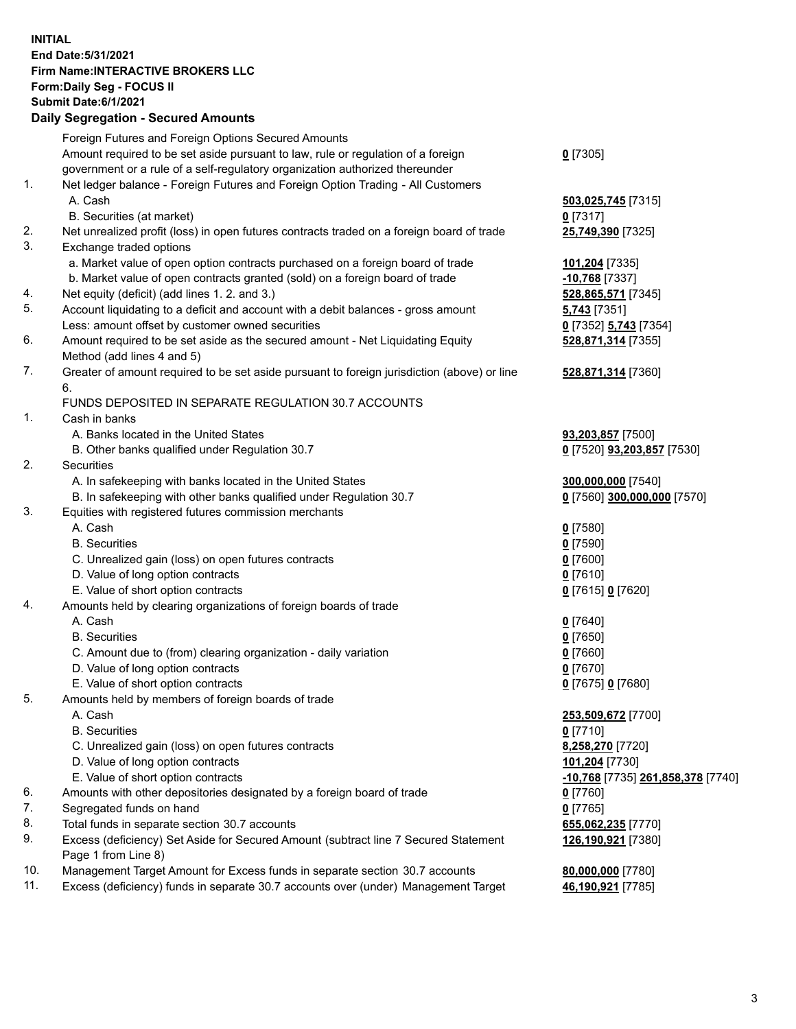**INITIAL**
**End Date:5/31/2021**
**Firm Name:INTERACTIVE BROKERS LLC**
**Form:Daily Seg - FOCUS II**
**Submit Date:6/1/2021**

**Daily Segregation - Secured Amounts**

| | | |
|---|---|---|
| | Foreign Futures and Foreign Options Secured Amounts | |
| | Amount required to be set aside pursuant to law, rule or regulation of a foreign government or a rule of a self-regulatory organization authorized thereunder | **0** [7305] |
| 1. | Net ledger balance - Foreign Futures and Foreign Option Trading - All Customers | |
| | A. Cash | **503,025,745** [7315] |
| | B. Securities (at market) | **0** [7317] |
| 2. | Net unrealized profit (loss) in open futures contracts traded on a foreign board of trade | **25,749,390** [7325] |
| 3. | Exchange traded options | |
| | a. Market value of open option contracts purchased on a foreign board of trade | **101,204** [7335] |
| | b. Market value of open contracts granted (sold) on a foreign board of trade | **-10,768** [7337] |
| 4. | Net equity (deficit) (add lines 1. 2. and 3.) | **528,865,571** [7345] |
| 5. | Account liquidating to a deficit and account with a debit balances - gross amount | **5,743** [7351] |
| | Less: amount offset by customer owned securities | **0** [7352] **5,743** [7354] |
| 6. | Amount required to be set aside as the secured amount - Net Liquidating Equity Method (add lines 4 and 5) | **528,871,314** [7355] |
| 7. | Greater of amount required to be set aside pursuant to foreign jurisdiction (above) or line 6. | **528,871,314** [7360] |
| | FUNDS DEPOSITED IN SEPARATE REGULATION 30.7 ACCOUNTS | |
| 1. | Cash in banks | |
| | A. Banks located in the United States | **93,203,857** [7500] |
| | B. Other banks qualified under Regulation 30.7 | **0** [7520] **93,203,857** [7530] |
| 2. | Securities | |
| | A. In safekeeping with banks located in the United States | **300,000,000** [7540] |
| | B. In safekeeping with other banks qualified under Regulation 30.7 | **0** [7560] **300,000,000** [7570] |
| 3. | Equities with registered futures commission merchants | |
| | A. Cash | **0** [7580] |
| | B. Securities | **0** [7590] |
| | C. Unrealized gain (loss) on open futures contracts | **0** [7600] |
| | D. Value of long option contracts | **0** [7610] |
| | E. Value of short option contracts | **0** [7615] **0** [7620] |
| 4. | Amounts held by clearing organizations of foreign boards of trade | |
| | A. Cash | **0** [7640] |
| | B. Securities | **0** [7650] |
| | C. Amount due to (from) clearing organization - daily variation | **0** [7660] |
| | D. Value of long option contracts | **0** [7670] |
| | E. Value of short option contracts | **0** [7675] **0** [7680] |
| 5. | Amounts held by members of foreign boards of trade | |
| | A. Cash | **253,509,672** [7700] |
| | B. Securities | **0** [7710] |
| | C. Unrealized gain (loss) on open futures contracts | **8,258,270** [7720] |
| | D. Value of long option contracts | **101,204** [7730] |
| | E. Value of short option contracts | **-10,768** [7735] **261,858,378** [7740] |
| 6. | Amounts with other depositories designated by a foreign board of trade | **0** [7760] |
| 7. | Segregated funds on hand | **0** [7765] |
| 8. | Total funds in separate section 30.7 accounts | **655,062,235** [7770] |
| 9. | Excess (deficiency) Set Aside for Secured Amount (subtract line 7 Secured Statement Page 1 from Line 8) | **126,190,921** [7380] |
| 10. | Management Target Amount for Excess funds in separate section 30.7 accounts | **80,000,000** [7780] |
| 11. | Excess (deficiency) funds in separate 30.7 accounts over (under) Management Target | **46,190,921** [7785] |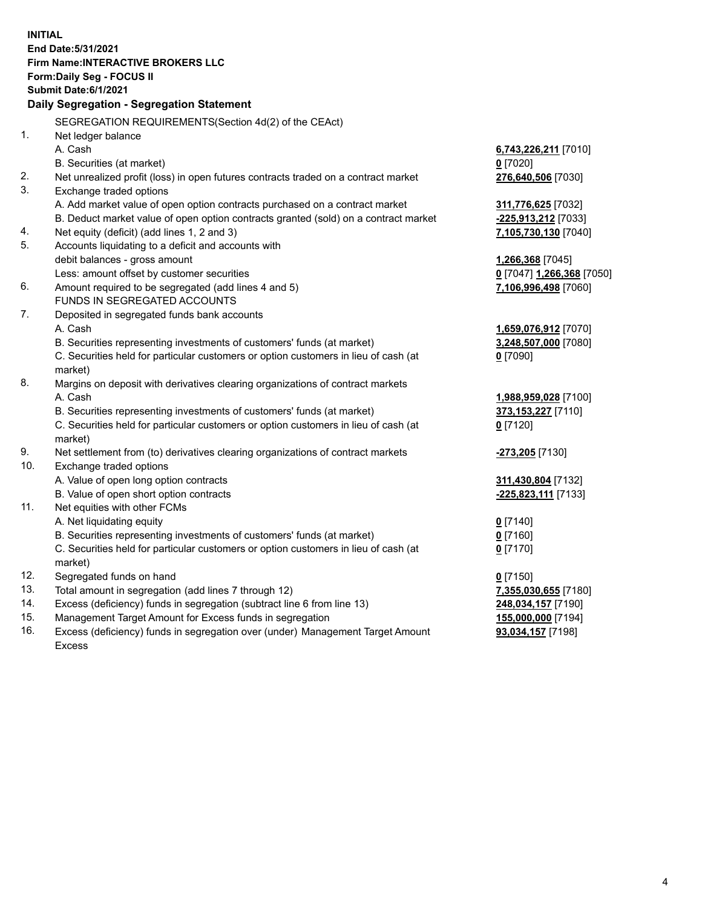**INITIAL**
**End Date:5/31/2021**
**Firm Name:INTERACTIVE BROKERS LLC**
**Form:Daily Seg - FOCUS II**
**Submit Date:6/1/2021**

**Daily Segregation - Segregation Statement**

SEGREGATION REQUIREMENTS(Section 4d(2) of the CEAct)

| | | |
|---|---|---|
| 1. | Net ledger balance | |
| | A. Cash | **6,743,226,211** [7010] |
| | B. Securities (at market) | **0** [7020] |
| 2. | Net unrealized profit (loss) in open futures contracts traded on a contract market | **276,640,506** [7030] |
| 3. | Exchange traded options | |
| | A. Add market value of open option contracts purchased on a contract market | **311,776,625** [7032] |
| | B. Deduct market value of open option contracts granted (sold) on a contract market | **-225,913,212** [7033] |
| 4. | Net equity (deficit) (add lines 1, 2 and 3) | **7,105,730,130** [7040] |
| 5. | Accounts liquidating to a deficit and accounts with debit balances - gross amount | **1,266,368** [7045] |
| | Less: amount offset by customer securities | **0** [7047] **1,266,368** [7050] |
| 6. | Amount required to be segregated (add lines 4 and 5) | **7,106,996,498** [7060] |
| | FUNDS IN SEGREGATED ACCOUNTS | |
| 7. | Deposited in segregated funds bank accounts | |
| | A. Cash | **1,659,076,912** [7070] |
| | B. Securities representing investments of customers' funds (at market) | **3,248,507,000** [7080] |
| | C. Securities held for particular customers or option customers in lieu of cash (at market) | **0** [7090] |
| 8. | Margins on deposit with derivatives clearing organizations of contract markets | |
| | A. Cash | **1,988,959,028** [7100] |
| | B. Securities representing investments of customers' funds (at market) | **373,153,227** [7110] |
| | C. Securities held for particular customers or option customers in lieu of cash (at market) | **0** [7120] |
| 9. | Net settlement from (to) derivatives clearing organizations of contract markets | **-273,205** [7130] |
| 10. | Exchange traded options | |
| | A. Value of open long option contracts | **311,430,804** [7132] |
| | B. Value of open short option contracts | **-225,823,111** [7133] |
| 11. | Net equities with other FCMs | |
| | A. Net liquidating equity | **0** [7140] |
| | B. Securities representing investments of customers' funds (at market) | **0** [7160] |
| | C. Securities held for particular customers or option customers in lieu of cash (at market) | **0** [7170] |
| 12. | Segregated funds on hand | **0** [7150] |
| 13. | Total amount in segregation (add lines 7 through 12) | **7,355,030,655** [7180] |
| 14. | Excess (deficiency) funds in segregation (subtract line 6 from line 13) | **248,034,157** [7190] |
| 15. | Management Target Amount for Excess funds in segregation | **155,000,000** [7194] |
| 16. | Excess (deficiency) funds in segregation over (under) Management Target Amount Excess | **93,034,157** [7198] |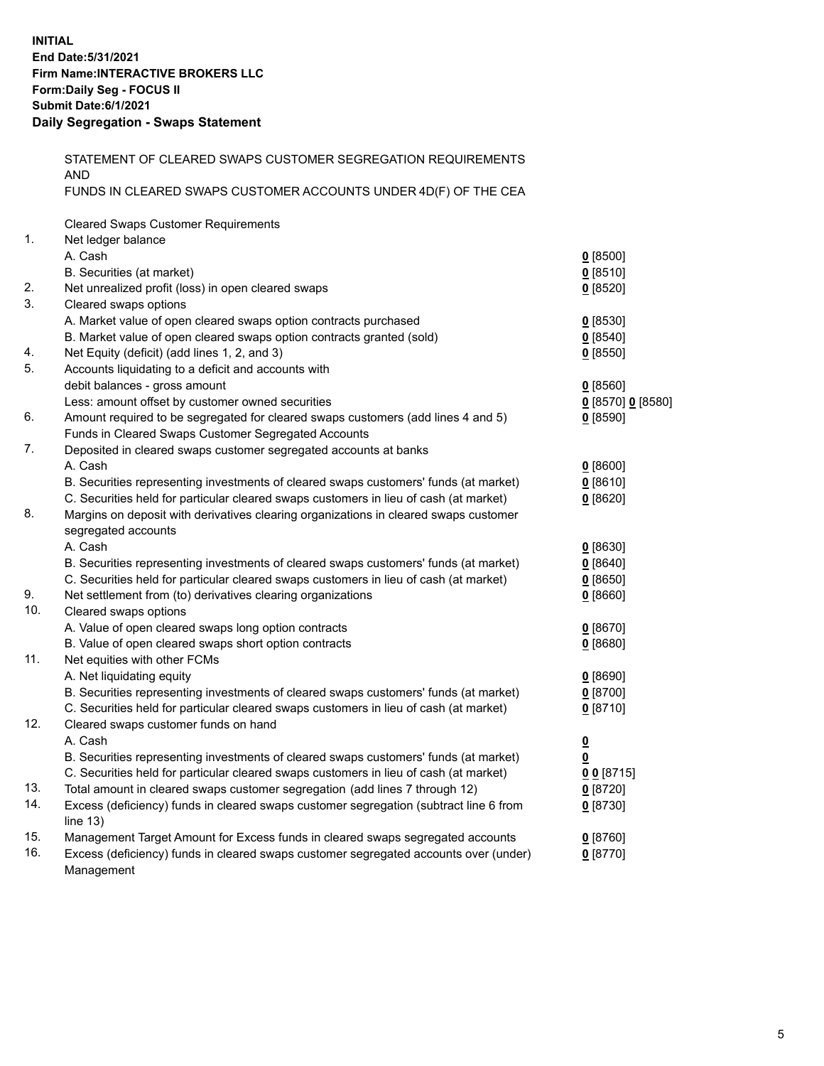**INITIAL**
**End Date:5/31/2021**
**Firm Name:INTERACTIVE BROKERS LLC**
**Form:Daily Seg - FOCUS II**
**Submit Date:6/1/2021**
**Daily Segregation - Swaps Statement**

STATEMENT OF CLEARED SWAPS CUSTOMER SEGREGATION REQUIREMENTS AND FUNDS IN CLEARED SWAPS CUSTOMER ACCOUNTS UNDER 4D(F) OF THE CEA

| | | |
|---|---|---|
| | Cleared Swaps Customer Requirements | |
| 1. | Net ledger balance | |
| | A. Cash | 0 [8500] |
| | B. Securities (at market) | 0 [8510] |
| 2. | Net unrealized profit (loss) in open cleared swaps | 0 [8520] |
| 3. | Cleared swaps options | |
| | A. Market value of open cleared swaps option contracts purchased | 0 [8530] |
| | B. Market value of open cleared swaps option contracts granted (sold) | 0 [8540] |
| 4. | Net Equity (deficit) (add lines 1, 2, and 3) | 0 [8550] |
| 5. | Accounts liquidating to a deficit and accounts with debit balances - gross amount | 0 [8560] |
| | Less: amount offset by customer owned securities | 0 [8570] 0 [8580] |
| 6. | Amount required to be segregated for cleared swaps customers (add lines 4 and 5) | 0 [8590] |
| | Funds in Cleared Swaps Customer Segregated Accounts | |
| 7. | Deposited in cleared swaps customer segregated accounts at banks | |
| | A. Cash | 0 [8600] |
| | B. Securities representing investments of cleared swaps customers' funds (at market) | 0 [8610] |
| | C. Securities held for particular cleared swaps customers in lieu of cash (at market) | 0 [8620] |
| 8. | Margins on deposit with derivatives clearing organizations in cleared swaps customer segregated accounts | |
| | A. Cash | 0 [8630] |
| | B. Securities representing investments of cleared swaps customers' funds (at market) | 0 [8640] |
| | C. Securities held for particular cleared swaps customers in lieu of cash (at market) | 0 [8650] |
| 9. | Net settlement from (to) derivatives clearing organizations | 0 [8660] |
| 10. | Cleared swaps options | |
| | A. Value of open cleared swaps long option contracts | 0 [8670] |
| | B. Value of open cleared swaps short option contracts | 0 [8680] |
| 11. | Net equities with other FCMs | |
| | A. Net liquidating equity | 0 [8690] |
| | B. Securities representing investments of cleared swaps customers' funds (at market) | 0 [8700] |
| | C. Securities held for particular cleared swaps customers in lieu of cash (at market) | 0 [8710] |
| 12. | Cleared swaps customer funds on hand | |
| | A. Cash | 0 |
| | B. Securities representing investments of cleared swaps customers' funds (at market) | 0 |
| | C. Securities held for particular cleared swaps customers in lieu of cash (at market) | 0 0 [8715] |
| 13. | Total amount in cleared swaps customer segregation (add lines 7 through 12) | 0 [8720] |
| 14. | Excess (deficiency) funds in cleared swaps customer segregation (subtract line 6 from line 13) | 0 [8730] |
| 15. | Management Target Amount for Excess funds in cleared swaps segregated accounts | 0 [8760] |
| 16. | Excess (deficiency) funds in cleared swaps customer segregated accounts over (under) Management | 0 [8770] |